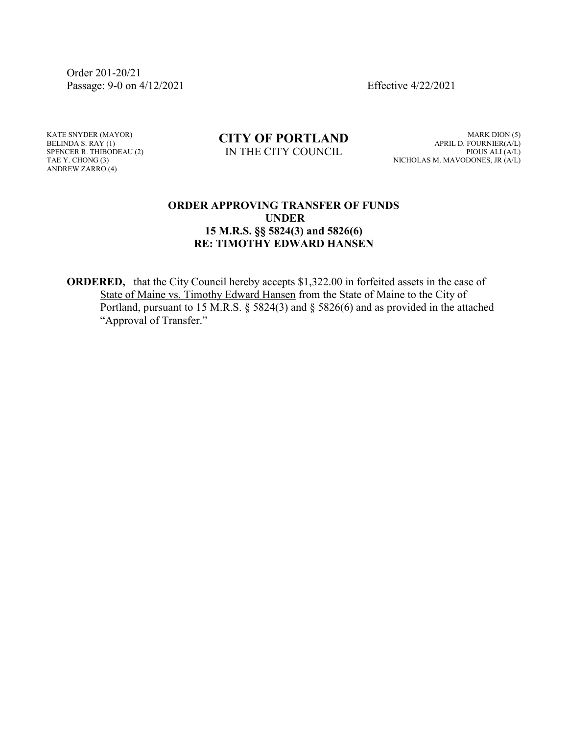Order 201-20/21
Passage: 9-0 on 4/12/2021

Effective 4/22/2021

KATE SNYDER (MAYOR)
BELINDA S. RAY (1)
SPENCER R. THIBODEAU (2)
TAE Y. CHONG (3)
ANDREW ZARRO (4)

**CITY OF PORTLAND**
IN THE CITY COUNCIL

MARK DION (5)
APRIL D. FOURNIER(A/L)
PIOUS ALI (A/L)
NICHOLAS M. MAVODONES, JR (A/L)

**ORDER APPROVING TRANSFER OF FUNDS UNDER 15 M.R.S. §§ 5824(3) and 5826(6) RE: TIMOTHY EDWARD HANSEN**

**ORDERED,** that the City Council hereby accepts $1,322.00 in forfeited assets in the case of State of Maine vs. Timothy Edward Hansen from the State of Maine to the City of Portland, pursuant to 15 M.R.S. § 5824(3) and § 5826(6) and as provided in the attached "Approval of Transfer."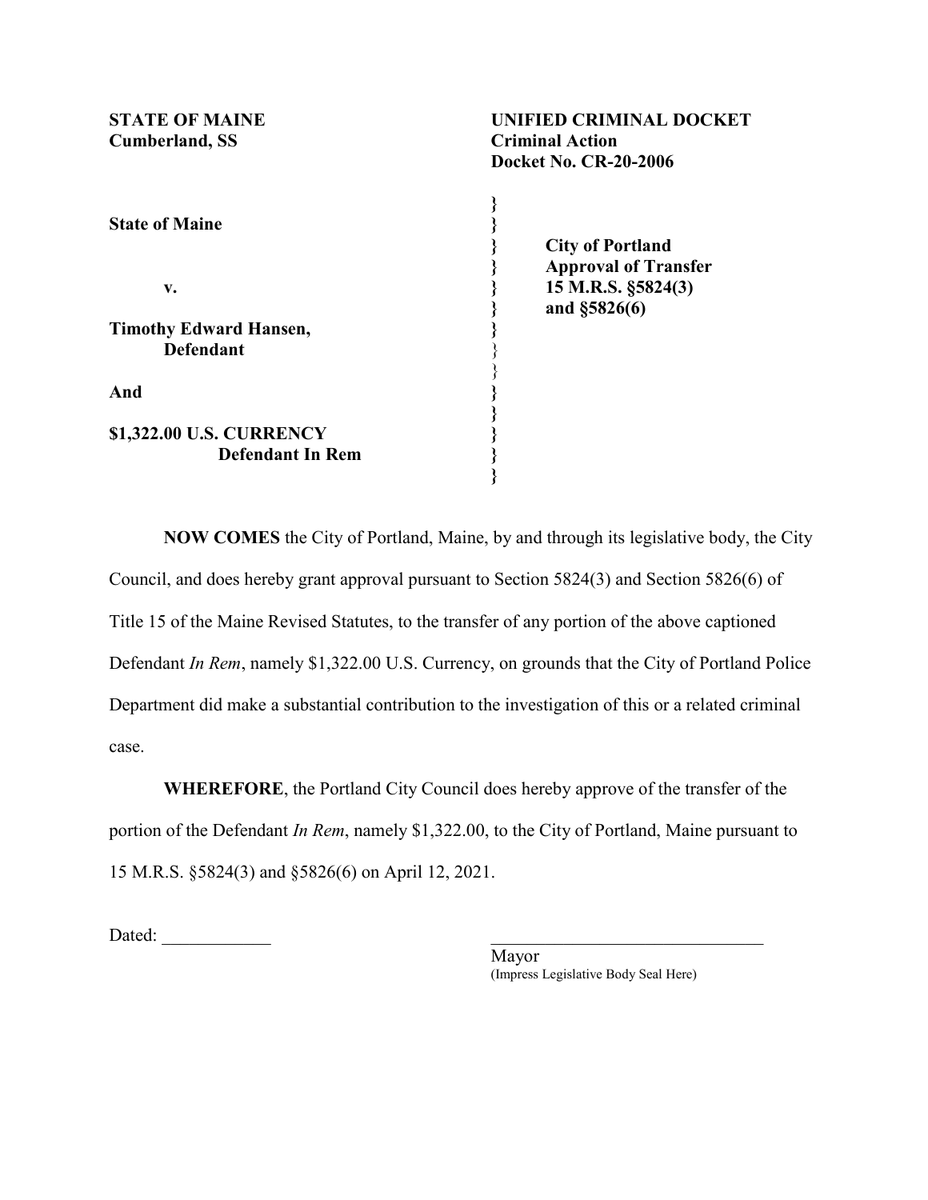**STATE OF MAINE**
**Cumberland, SS**

**UNIFIED CRIMINAL DOCKET**
**Criminal Action**
**Docket No. CR-20-2006**

**State of Maine**

**v.**

**Timothy Edward Hansen,**
**Defendant**

**And**

**$1,322.00 U.S. CURRENCY**
**Defendant In Rem**

**City of Portland**
**Approval of Transfer**
**15 M.R.S. §5824(3)**
**and §5826(6)**

**NOW COMES** the City of Portland, Maine, by and through its legislative body, the City Council, and does hereby grant approval pursuant to Section 5824(3) and Section 5826(6) of Title 15 of the Maine Revised Statutes, to the transfer of any portion of the above captioned Defendant *In Rem*, namely $1,322.00 U.S. Currency, on grounds that the City of Portland Police Department did make a substantial contribution to the investigation of this or a related criminal case.

**WHEREFORE**, the Portland City Council does hereby approve of the transfer of the portion of the Defendant *In Rem*, namely $1,322.00, to the City of Portland, Maine pursuant to 15 M.R.S. §5824(3) and §5826(6) on April 12, 2021.

Dated: ____________

_______________________________
Mayor
(Impress Legislative Body Seal Here)